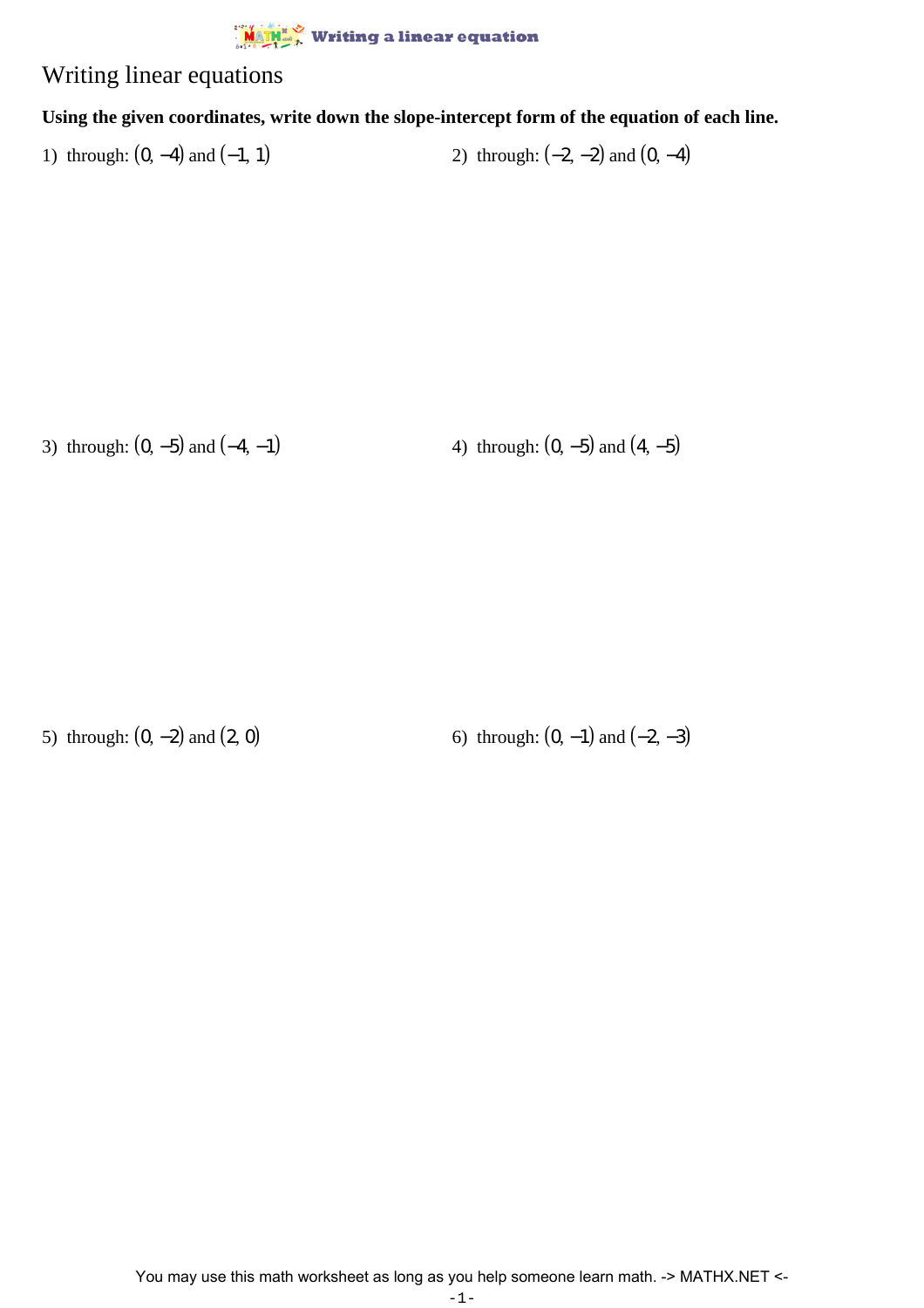# Writing linear equations

**Using the given coordinates, write down the slope-intercept form of the equation of each line.**

1) through: $(0, -4)$ and $(-1, 1)$

2) through: $(-2, -2)$ and $(0, -4)$

3) through: $(0, -5)$ and $(-4, -1)$

4) through: $(0, -5)$ and $(4, -5)$

5) through: $(0, -2)$ and $(2, 0)$

6) through: $(0, -1)$ and $(-2, -3)$

You may use this math worksheet as long as you help someone learn math. -> MATHX.NET <-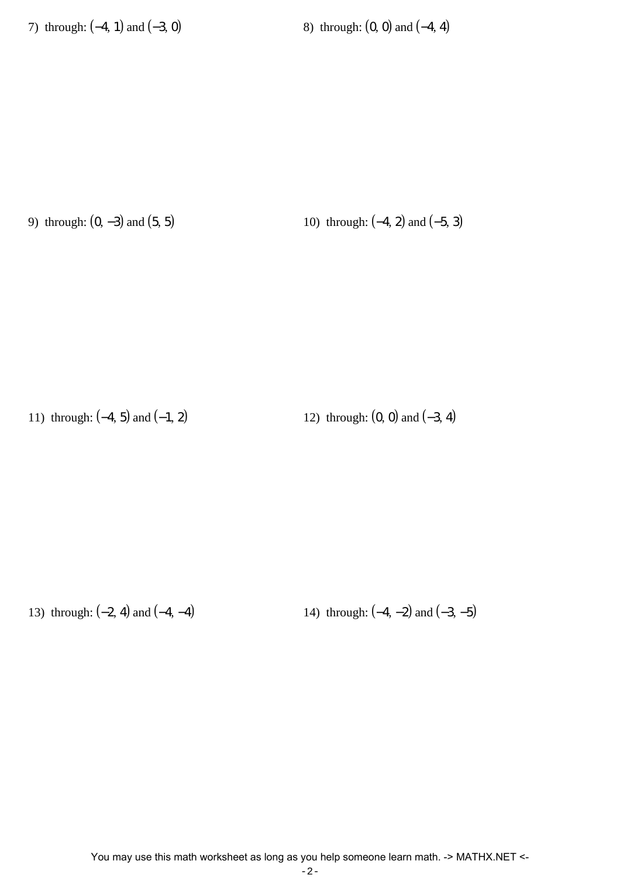7) through: $(-4, 1)$ and $(-3, 0)$

8) through: $(0, 0)$ and $(-4, 4)$

9) through: $(0, -3)$ and $(5, 5)$

10) through: $(-4, 2)$ and $(-5, 3)$

11) through: $(-4, 5)$ and $(-1, 2)$

12) through: $(0, 0)$ and $(-3, 4)$

13) through: $(-2, 4)$ and $(-4, -4)$

14) through: $(-4, -2)$ and $(-3, -5)$

You may use this math worksheet as long as you help someone learn math. -> MATHX.NET <-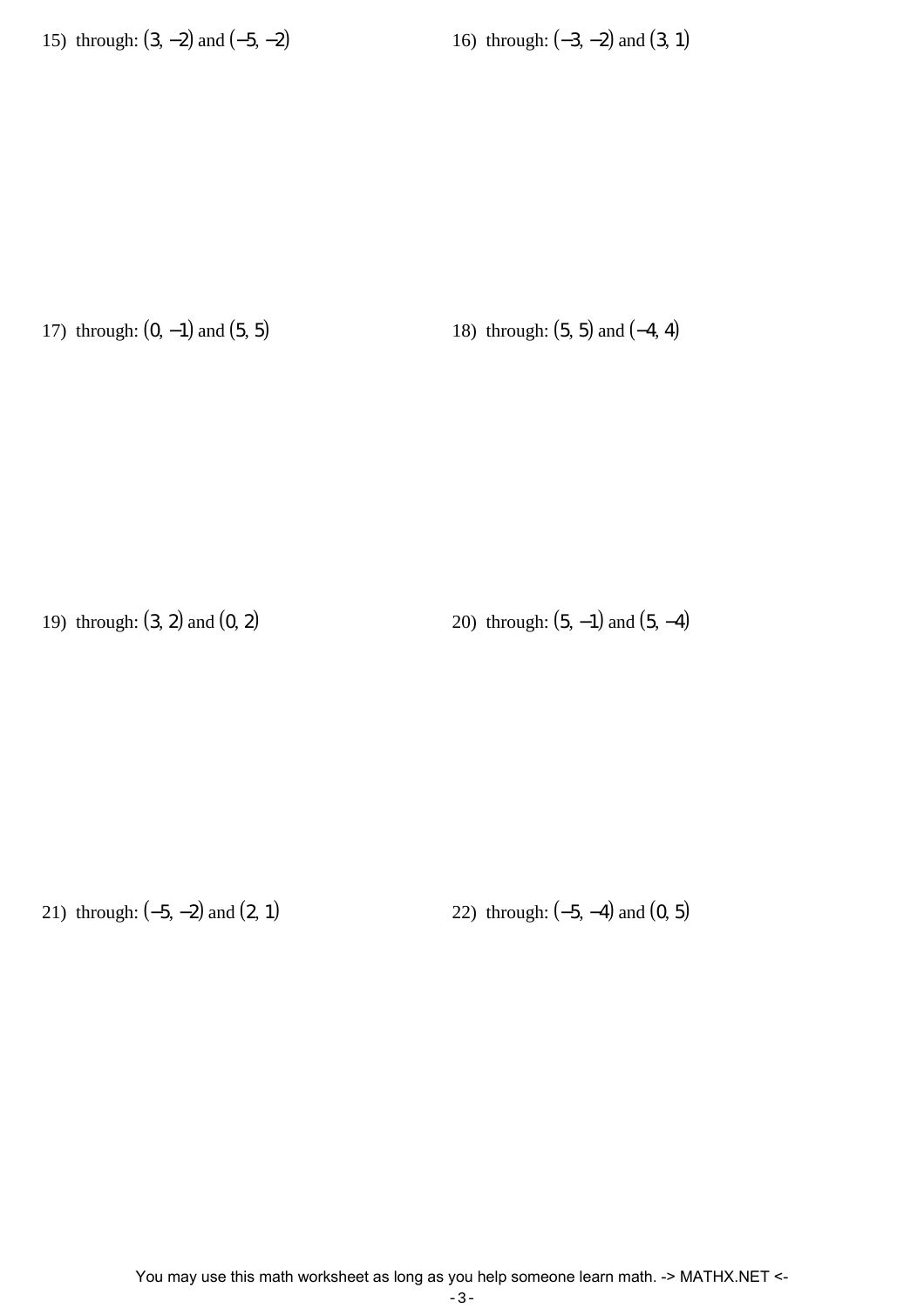15) through: $(3, -2)$ and $(-5, -2)$

16) through: $(-3, -2)$ and $(3, 1)$

17) through: $(0, -1)$ and $(5, 5)$

18) through: $(5, 5)$ and $(-4, 4)$

19) through: $(3, 2)$ and $(0, 2)$

20) through: $(5, -1)$ and $(5, -4)$

21) through: $(-5, -2)$ and $(2, 1)$

22) through: $(-5, -4)$ and $(0, 5)$

You may use this math worksheet as long as you help someone learn math. -> MATHX.NET <-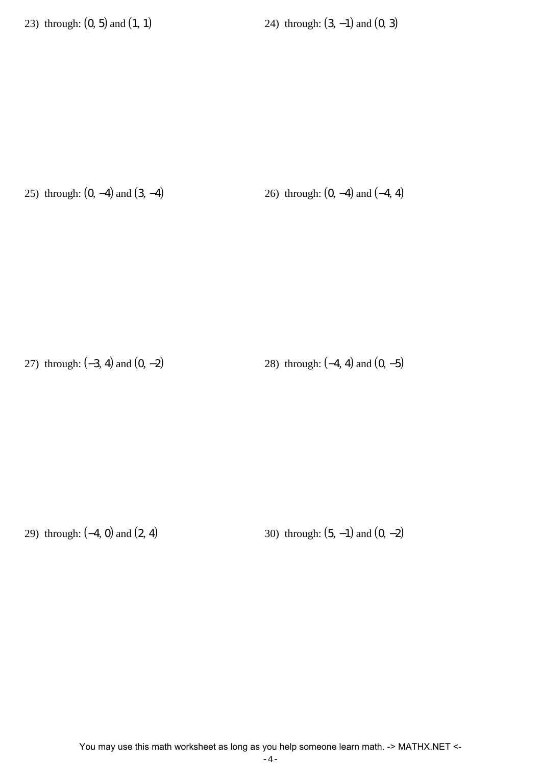23) through: $(0, 5)$ and $(1, 1)$

24) through: $(3, -1)$ and $(0, 3)$

25) through: $(0, -4)$ and $(3, -4)$

26) through: $(0, -4)$ and $(-4, 4)$

27) through: $(-3, 4)$ and $(0, -2)$

28) through: $(-4, 4)$ and $(0, -5)$

29) through: $(-4, 0)$ and $(2, 4)$

30) through: $(5, -1)$ and $(0, -2)$

You may use this math worksheet as long as you help someone learn math. -> MATHX.NET <-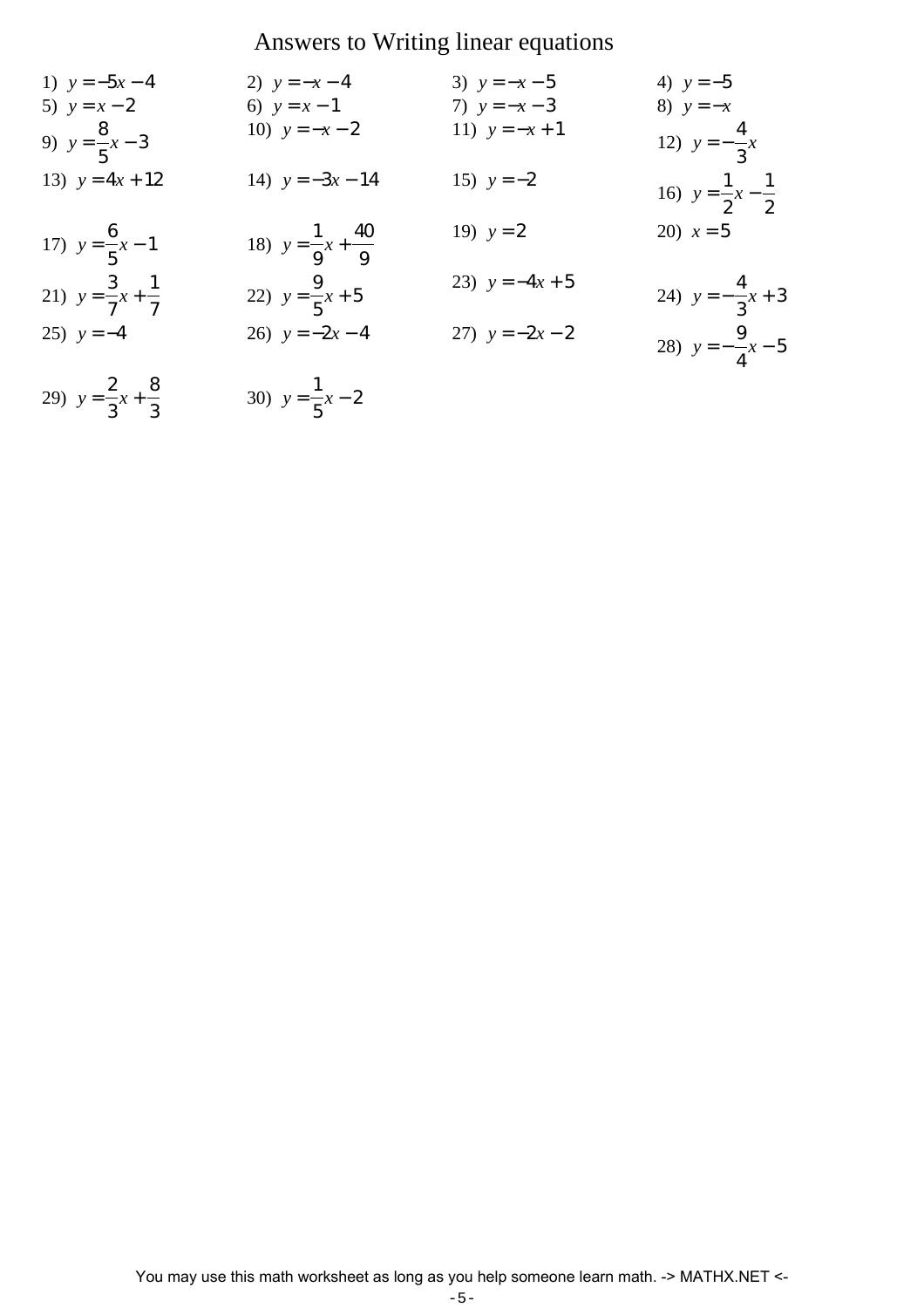# Answers to Writing linear equations

1) $y = -5x - 4$
2) $y = -x - 4$
3) $y = -x - 5$
4) $y = -5$
5) $y = x - 2$
6) $y = x - 1$
7) $y = -x - 3$
8) $y = -x$
9) $y = \frac{8}{5}x - 3$
10) $y = -x - 2$
11) $y = -x + 1$
12) $y = -\frac{4}{3}x$
13) $y = 4x + 12$
14) $y = -3x - 14$
15) $y = -2$
16) $y = \frac{1}{2}x - \frac{1}{2}$
17) $y = \frac{6}{5}x - 1$
18) $y = \frac{1}{9}x + \frac{40}{9}$
19) $y = 2$
20) $x = 5$
21) $y = \frac{3}{7}x + \frac{1}{7}$
22) $y = \frac{9}{5}x + 5$
23) $y = -4x + 5$
24) $y = -\frac{4}{3}x + 3$
25) $y = -4$
26) $y = -2x - 4$
27) $y = -2x - 2$
28) $y = -\frac{9}{4}x - 5$
29) $y = \frac{2}{3}x + \frac{8}{3}$
30) $y = \frac{1}{5}x - 2$

You may use this math worksheet as long as you help someone learn math. -> MATHX.NET <-